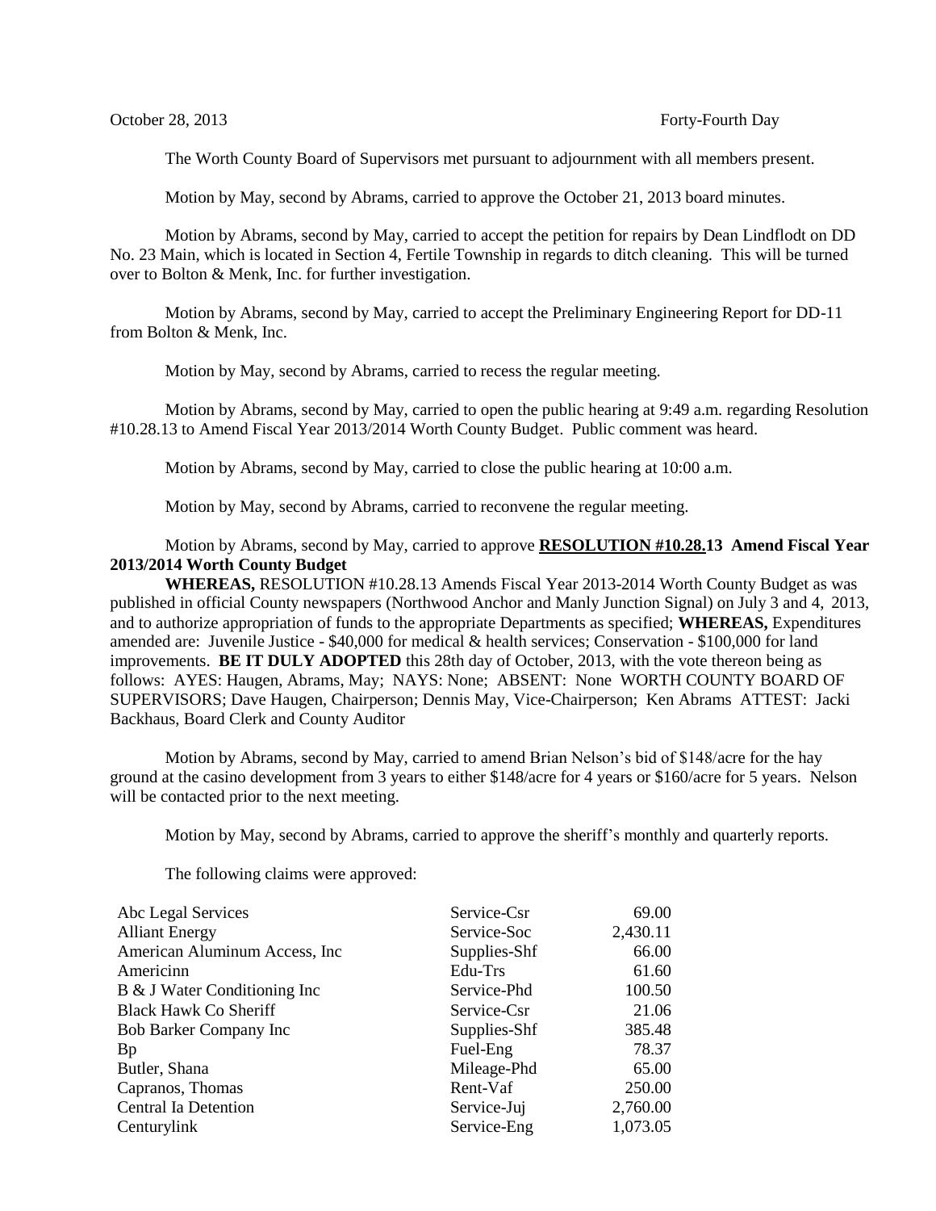October 28, 2013 Forty-Fourth Day

The Worth County Board of Supervisors met pursuant to adjournment with all members present.

Motion by May, second by Abrams, carried to approve the October 21, 2013 board minutes.

Motion by Abrams, second by May, carried to accept the petition for repairs by Dean Lindflodt on DD No. 23 Main, which is located in Section 4, Fertile Township in regards to ditch cleaning. This will be turned over to Bolton & Menk, Inc. for further investigation.

Motion by Abrams, second by May, carried to accept the Preliminary Engineering Report for DD-11 from Bolton & Menk, Inc.

Motion by May, second by Abrams, carried to recess the regular meeting.

Motion by Abrams, second by May, carried to open the public hearing at 9:49 a.m. regarding Resolution #10.28.13 to Amend Fiscal Year 2013/2014 Worth County Budget. Public comment was heard.

Motion by Abrams, second by May, carried to close the public hearing at 10:00 a.m.

Motion by May, second by Abrams, carried to reconvene the regular meeting.

Motion by Abrams, second by May, carried to approve **RESOLUTION #10.28.13 Amend Fiscal Year 2013/2014 Worth County Budget**

**WHEREAS,** RESOLUTION #10.28.13 Amends Fiscal Year 2013-2014 Worth County Budget as was published in official County newspapers (Northwood Anchor and Manly Junction Signal) on July 3 and 4, 2013, and to authorize appropriation of funds to the appropriate Departments as specified; **WHEREAS,** Expenditures amended are: Juvenile Justice - $40,000 for medical & health services; Conservation - $100,000 for land improvements. **BE IT DULY ADOPTED** this 28th day of October, 2013, with the vote thereon being as follows: AYES: Haugen, Abrams, May; NAYS: None; ABSENT: None WORTH COUNTY BOARD OF SUPERVISORS; Dave Haugen, Chairperson; Dennis May, Vice-Chairperson; Ken Abrams ATTEST: Jacki Backhaus, Board Clerk and County Auditor

Motion by Abrams, second by May, carried to amend Brian Nelson's bid of $148/acre for the hay ground at the casino development from 3 years to either $148/acre for 4 years or $160/acre for 5 years. Nelson will be contacted prior to the next meeting.

Motion by May, second by Abrams, carried to approve the sheriff's monthly and quarterly reports.

The following claims were approved:

| | | |
|---|---|---|
| Abc Legal Services | Service-Csr | 69.00 |
| Alliant Energy | Service-Soc | 2,430.11 |
| American Aluminum Access, Inc | Supplies-Shf | 66.00 |
| Americinn | Edu-Trs | 61.60 |
| B & J Water Conditioning Inc | Service-Phd | 100.50 |
| Black Hawk Co Sheriff | Service-Csr | 21.06 |
| Bob Barker Company Inc | Supplies-Shf | 385.48 |
| Bp | Fuel-Eng | 78.37 |
| Butler, Shana | Mileage-Phd | 65.00 |
| Capranos, Thomas | Rent-Vaf | 250.00 |
| Central Ia Detention | Service-Juj | 2,760.00 |
| Centurylink | Service-Eng | 1,073.05 |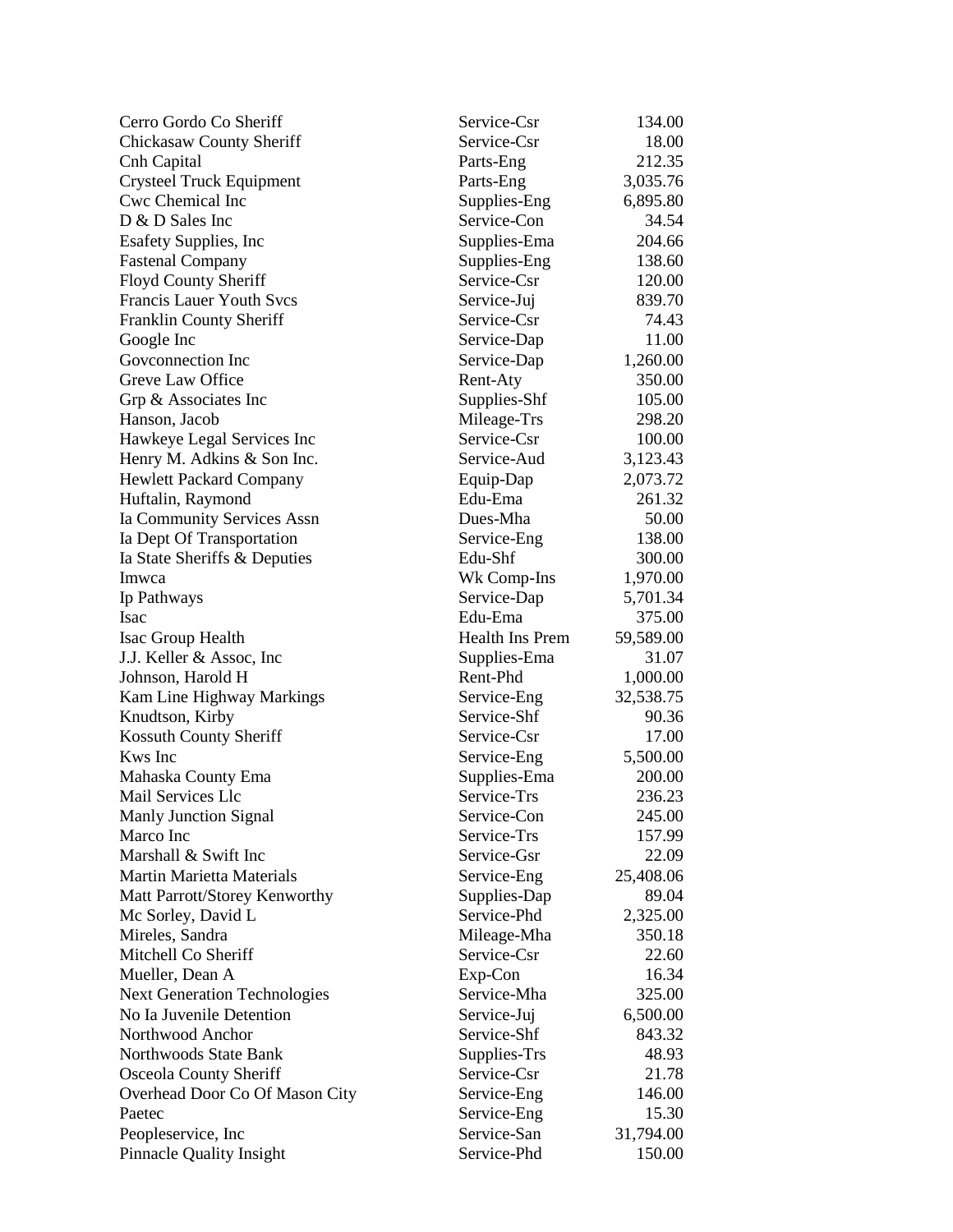| | | |
|---|---|---|
| Cerro Gordo Co Sheriff | Service-Csr | 134.00 |
| Chickasaw County Sheriff | Service-Csr | 18.00 |
| Cnh Capital | Parts-Eng | 212.35 |
| Crysteel Truck Equipment | Parts-Eng | 3,035.76 |
| Cwc Chemical Inc | Supplies-Eng | 6,895.80 |
| D & D Sales Inc | Service-Con | 34.54 |
| Esafety Supplies, Inc | Supplies-Ema | 204.66 |
| Fastenal Company | Supplies-Eng | 138.60 |
| Floyd County Sheriff | Service-Csr | 120.00 |
| Francis Lauer Youth Svcs | Service-Juj | 839.70 |
| Franklin County Sheriff | Service-Csr | 74.43 |
| Google Inc | Service-Dap | 11.00 |
| Govconnection Inc | Service-Dap | 1,260.00 |
| Greve Law Office | Rent-Aty | 350.00 |
| Grp & Associates Inc | Supplies-Shf | 105.00 |
| Hanson, Jacob | Mileage-Trs | 298.20 |
| Hawkeye Legal Services Inc | Service-Csr | 100.00 |
| Henry M. Adkins & Son Inc. | Service-Aud | 3,123.43 |
| Hewlett Packard Company | Equip-Dap | 2,073.72 |
| Huftalin, Raymond | Edu-Ema | 261.32 |
| Ia Community Services Assn | Dues-Mha | 50.00 |
| Ia Dept Of Transportation | Service-Eng | 138.00 |
| Ia State Sheriffs & Deputies | Edu-Shf | 300.00 |
| Imwca | Wk Comp-Ins | 1,970.00 |
| Ip Pathways | Service-Dap | 5,701.34 |
| Isac | Edu-Ema | 375.00 |
| Isac Group Health | Health Ins Prem | 59,589.00 |
| J.J. Keller & Assoc, Inc | Supplies-Ema | 31.07 |
| Johnson, Harold H | Rent-Phd | 1,000.00 |
| Kam Line Highway Markings | Service-Eng | 32,538.75 |
| Knudtson, Kirby | Service-Shf | 90.36 |
| Kossuth County Sheriff | Service-Csr | 17.00 |
| Kws Inc | Service-Eng | 5,500.00 |
| Mahaska County Ema | Supplies-Ema | 200.00 |
| Mail Services Llc | Service-Trs | 236.23 |
| Manly Junction Signal | Service-Con | 245.00 |
| Marco Inc | Service-Trs | 157.99 |
| Marshall & Swift Inc | Service-Gsr | 22.09 |
| Martin Marietta Materials | Service-Eng | 25,408.06 |
| Matt Parrott/Storey Kenworthy | Supplies-Dap | 89.04 |
| Mc Sorley, David L | Service-Phd | 2,325.00 |
| Mireles, Sandra | Mileage-Mha | 350.18 |
| Mitchell Co Sheriff | Service-Csr | 22.60 |
| Mueller, Dean A | Exp-Con | 16.34 |
| Next Generation Technologies | Service-Mha | 325.00 |
| No Ia Juvenile Detention | Service-Juj | 6,500.00 |
| Northwood Anchor | Service-Shf | 843.32 |
| Northwoods State Bank | Supplies-Trs | 48.93 |
| Osceola County Sheriff | Service-Csr | 21.78 |
| Overhead Door Co Of Mason City | Service-Eng | 146.00 |
| Paetec | Service-Eng | 15.30 |
| Peopleservice, Inc | Service-San | 31,794.00 |
| Pinnacle Quality Insight | Service-Phd | 150.00 |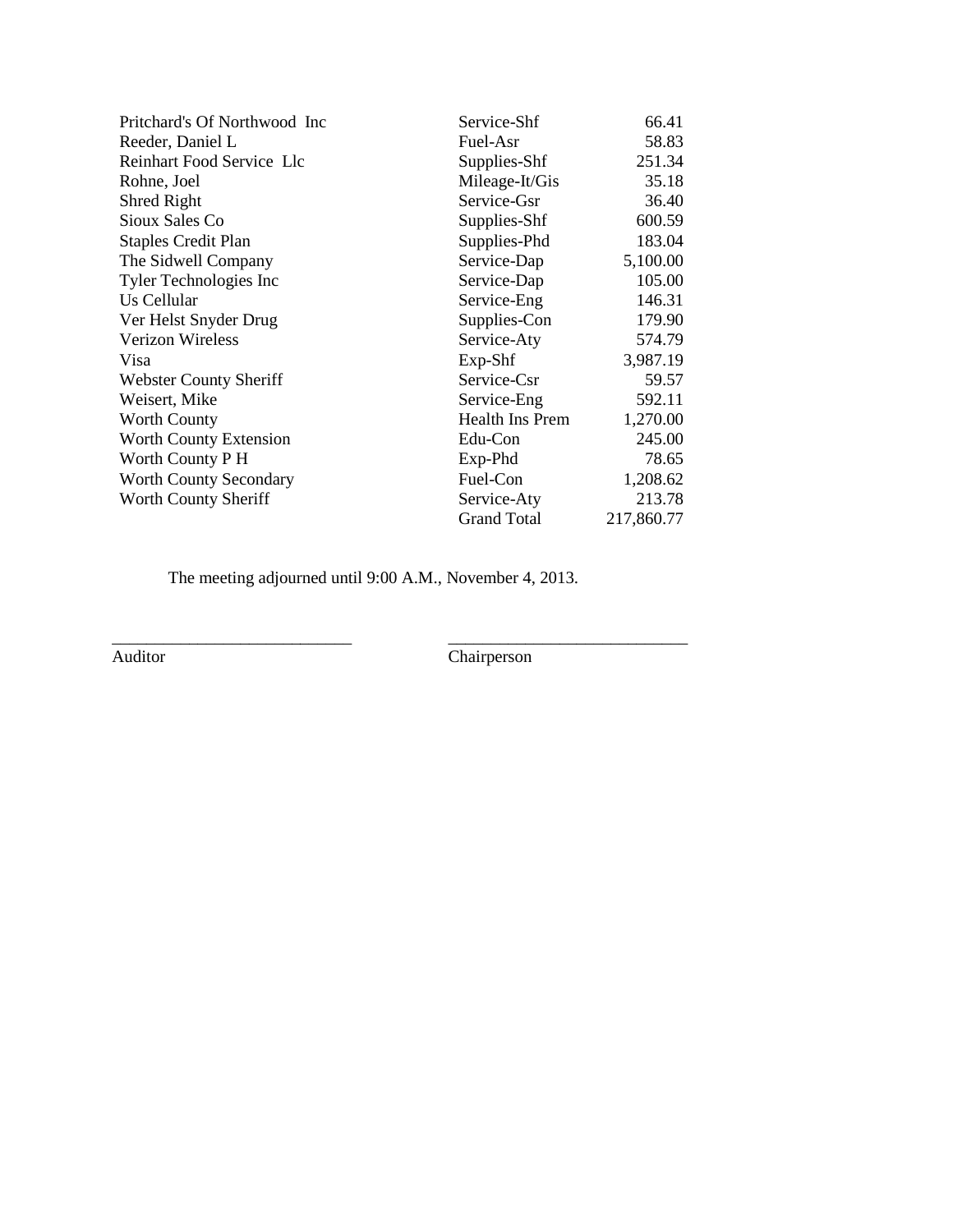| | | |
|---|---|---|
| Pritchard's Of Northwood Inc | Service-Shf | 66.41 |
| Reeder, Daniel L | Fuel-Asr | 58.83 |
| Reinhart Food Service Llc | Supplies-Shf | 251.34 |
| Rohne, Joel | Mileage-It/Gis | 35.18 |
| Shred Right | Service-Gsr | 36.40 |
| Sioux Sales Co | Supplies-Shf | 600.59 |
| Staples Credit Plan | Supplies-Phd | 183.04 |
| The Sidwell Company | Service-Dap | 5,100.00 |
| Tyler Technologies Inc | Service-Dap | 105.00 |
| Us Cellular | Service-Eng | 146.31 |
| Ver Helst Snyder Drug | Supplies-Con | 179.90 |
| Verizon Wireless | Service-Aty | 574.79 |
| Visa | Exp-Shf | 3,987.19 |
| Webster County Sheriff | Service-Csr | 59.57 |
| Weisert, Mike | Service-Eng | 592.11 |
| Worth County | Health Ins Prem | 1,270.00 |
| Worth County Extension | Edu-Con | 245.00 |
| Worth County P H | Exp-Phd | 78.65 |
| Worth County Secondary | Fuel-Con | 1,208.62 |
| Worth County Sheriff | Service-Aty | 213.78 |
| | Grand Total | 217,860.77 |

The meeting adjourned until 9:00 A.M., November 4, 2013.

____________________________ ____________________________

Auditor Chairperson